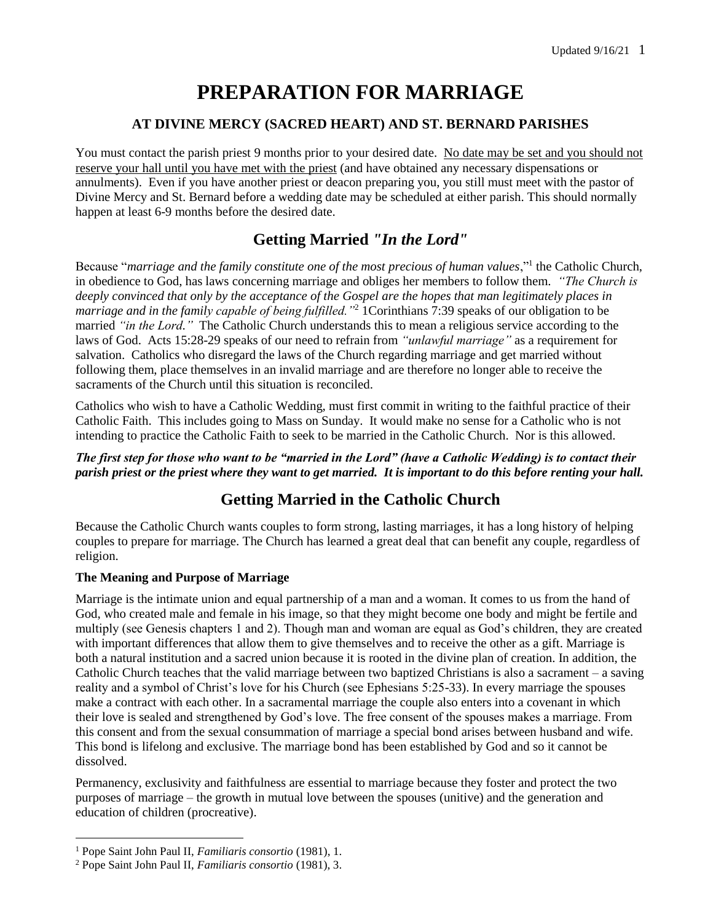# PREPARATION FOR MARRIAGE

### AT DIVINE MERCY (SACRED HEART) AND ST. BERNARD PARISHES

You must contact the parish priest 9 months prior to your desired date. <u>No date may be set and you should not reserve your hall until you have met with the priest</u> (and have obtained any necessary dispensations or annulments). Even if you have another priest or deacon preparing you, you still must meet with the pastor of Divine Mercy and St. Bernard before a wedding date may be scheduled at either parish. This should normally happen at least 6-9 months before the desired date.

## Getting Married *"In the Lord"*

Because "*marriage and the family constitute one of the most precious of human values*,"[1] the Catholic Church, in obedience to God, has laws concerning marriage and obliges her members to follow them. *"The Church is deeply convinced that only by the acceptance of the Gospel are the hopes that man legitimately places in marriage and in the family capable of being fulfilled."*[2] 1Corinthians 7:39 speaks of our obligation to be married *"in the Lord."* The Catholic Church understands this to mean a religious service according to the laws of God. Acts 15:28-29 speaks of our need to refrain from *"unlawful marriage"* as a requirement for salvation. Catholics who disregard the laws of the Church regarding marriage and get married without following them, place themselves in an invalid marriage and are therefore no longer able to receive the sacraments of the Church until this situation is reconciled.

Catholics who wish to have a Catholic Wedding, must first commit in writing to the faithful practice of their Catholic Faith. This includes going to Mass on Sunday. It would make no sense for a Catholic who is not intending to practice the Catholic Faith to seek to be married in the Catholic Church. Nor is this allowed.

***The first step for those who want to be "married in the Lord" (have a Catholic Wedding) is to contact their parish priest or the priest where they want to get married. It is important to do this before renting your hall.***

## Getting Married in the Catholic Church

Because the Catholic Church wants couples to form strong, lasting marriages, it has a long history of helping couples to prepare for marriage. The Church has learned a great deal that can benefit any couple, regardless of religion.

**The Meaning and Purpose of Marriage**

Marriage is the intimate union and equal partnership of a man and a woman. It comes to us from the hand of God, who created male and female in his image, so that they might become one body and might be fertile and multiply (see Genesis chapters 1 and 2). Though man and woman are equal as God's children, they are created with important differences that allow them to give themselves and to receive the other as a gift. Marriage is both a natural institution and a sacred union because it is rooted in the divine plan of creation. In addition, the Catholic Church teaches that the valid marriage between two baptized Christians is also a sacrament – a saving reality and a symbol of Christ's love for his Church (see Ephesians 5:25-33). In every marriage the spouses make a contract with each other. In a sacramental marriage the couple also enters into a covenant in which their love is sealed and strengthened by God's love. The free consent of the spouses makes a marriage. From this consent and from the sexual consummation of marriage a special bond arises between husband and wife. This bond is lifelong and exclusive. The marriage bond has been established by God and so it cannot be dissolved.

Permanency, exclusivity and faithfulness are essential to marriage because they foster and protect the two purposes of marriage – the growth in mutual love between the spouses (unitive) and the generation and education of children (procreative).

---

[1] Pope Saint John Paul II, *Familiaris consortio* (1981), 1.

[2] Pope Saint John Paul II, *Familiaris consortio* (1981), 3.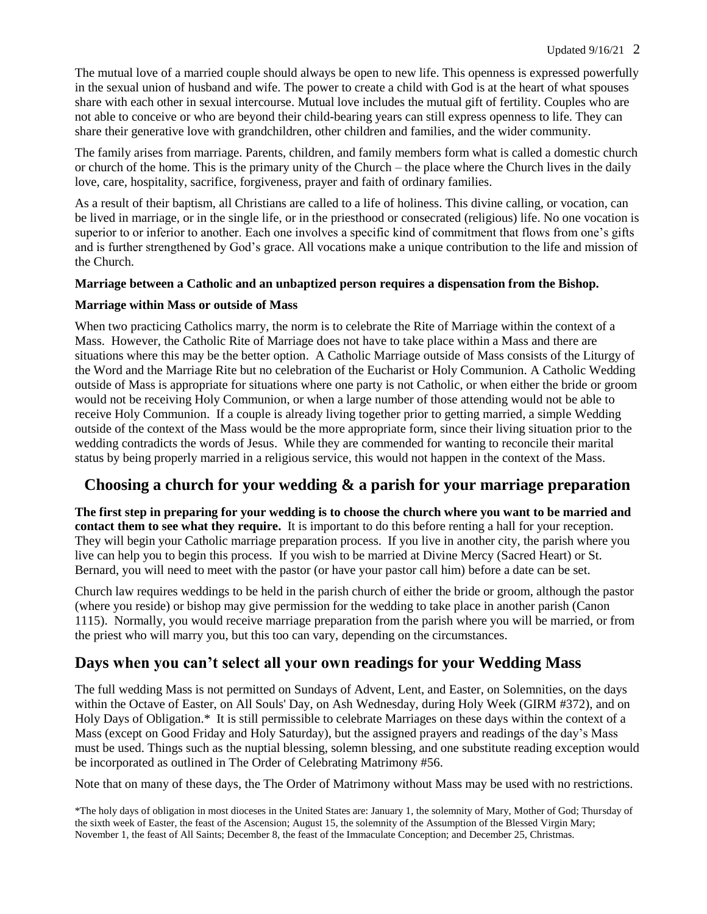The mutual love of a married couple should always be open to new life. This openness is expressed powerfully in the sexual union of husband and wife. The power to create a child with God is at the heart of what spouses share with each other in sexual intercourse. Mutual love includes the mutual gift of fertility. Couples who are not able to conceive or who are beyond their child-bearing years can still express openness to life. They can share their generative love with grandchildren, other children and families, and the wider community.

The family arises from marriage. Parents, children, and family members form what is called a domestic church or church of the home. This is the primary unity of the Church – the place where the Church lives in the daily love, care, hospitality, sacrifice, forgiveness, prayer and faith of ordinary families.

As a result of their baptism, all Christians are called to a life of holiness. This divine calling, or vocation, can be lived in marriage, or in the single life, or in the priesthood or consecrated (religious) life. No one vocation is superior to or inferior to another. Each one involves a specific kind of commitment that flows from one's gifts and is further strengthened by God's grace. All vocations make a unique contribution to the life and mission of the Church.

**Marriage between a Catholic and an unbaptized person requires a dispensation from the Bishop.**

**Marriage within Mass or outside of Mass**

When two practicing Catholics marry, the norm is to celebrate the Rite of Marriage within the context of a Mass. However, the Catholic Rite of Marriage does not have to take place within a Mass and there are situations where this may be the better option. A Catholic Marriage outside of Mass consists of the Liturgy of the Word and the Marriage Rite but no celebration of the Eucharist or Holy Communion. A Catholic Wedding outside of Mass is appropriate for situations where one party is not Catholic, or when either the bride or groom would not be receiving Holy Communion, or when a large number of those attending would not be able to receive Holy Communion. If a couple is already living together prior to getting married, a simple Wedding outside of the context of the Mass would be the more appropriate form, since their living situation prior to the wedding contradicts the words of Jesus. While they are commended for wanting to reconcile their marital status by being properly married in a religious service, this would not happen in the context of the Mass.

## Choosing a church for your wedding & a parish for your marriage preparation

**The first step in preparing for your wedding is to choose the church where you want to be married and contact them to see what they require.** It is important to do this before renting a hall for your reception. They will begin your Catholic marriage preparation process. If you live in another city, the parish where you live can help you to begin this process. If you wish to be married at Divine Mercy (Sacred Heart) or St. Bernard, you will need to meet with the pastor (or have your pastor call him) before a date can be set.

Church law requires weddings to be held in the parish church of either the bride or groom, although the pastor (where you reside) or bishop may give permission for the wedding to take place in another parish (Canon 1115). Normally, you would receive marriage preparation from the parish where you will be married, or from the priest who will marry you, but this too can vary, depending on the circumstances.

## Days when you can't select all your own readings for your Wedding Mass

The full wedding Mass is not permitted on Sundays of Advent, Lent, and Easter, on Solemnities, on the days within the Octave of Easter, on All Souls' Day, on Ash Wednesday, during Holy Week (GIRM #372), and on Holy Days of Obligation.* It is still permissible to celebrate Marriages on these days within the context of a Mass (except on Good Friday and Holy Saturday), but the assigned prayers and readings of the day's Mass must be used. Things such as the nuptial blessing, solemn blessing, and one substitute reading exception would be incorporated as outlined in The Order of Celebrating Matrimony #56.

Note that on many of these days, the The Order of Matrimony without Mass may be used with no restrictions.

*The holy days of obligation in most dioceses in the United States are: January 1, the solemnity of Mary, Mother of God; Thursday of the sixth week of Easter, the feast of the Ascension; August 15, the solemnity of the Assumption of the Blessed Virgin Mary; November 1, the feast of All Saints; December 8, the feast of the Immaculate Conception; and December 25, Christmas.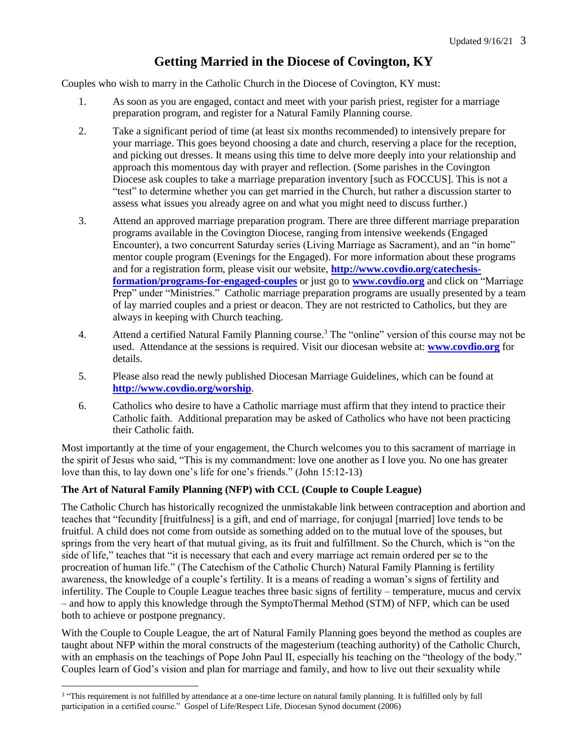# Getting Married in the Diocese of Covington, KY

Couples who wish to marry in the Catholic Church in the Diocese of Covington, KY must:

1. As soon as you are engaged, contact and meet with your parish priest, register for a marriage preparation program, and register for a Natural Family Planning course.
2. Take a significant period of time (at least six months recommended) to intensively prepare for your marriage. This goes beyond choosing a date and church, reserving a place for the reception, and picking out dresses. It means using this time to delve more deeply into your relationship and approach this momentous day with prayer and reflection. (Some parishes in the Covington Diocese ask couples to take a marriage preparation inventory [such as FOCCUS]. This is not a "test" to determine whether you can get married in the Church, but rather a discussion starter to assess what issues you already agree on and what you might need to discuss further.)
3. Attend an approved marriage preparation program. There are three different marriage preparation programs available in the Covington Diocese, ranging from intensive weekends (Engaged Encounter), a two concurrent Saturday series (Living Marriage as Sacrament), and an "in home" mentor couple program (Evenings for the Engaged). For more information about these programs and for a registration form, please visit our website, **http://www.covdio.org/catechesis-formation/programs-for-engaged-couples** or just go to **www.covdio.org** and click on "Marriage Prep" under "Ministries." Catholic marriage preparation programs are usually presented by a team of lay married couples and a priest or deacon. They are not restricted to Catholics, but they are always in keeping with Church teaching.
4. Attend a certified Natural Family Planning course.[3] The "online" version of this course may not be used. Attendance at the sessions is required. Visit our diocesan website at: **www.covdio.org** for details.
5. Please also read the newly published Diocesan Marriage Guidelines, which can be found at **http://www.covdio.org/worship**.
6. Catholics who desire to have a Catholic marriage must affirm that they intend to practice their Catholic faith. Additional preparation may be asked of Catholics who have not been practicing their Catholic faith.

Most importantly at the time of your engagement, the Church welcomes you to this sacrament of marriage in the spirit of Jesus who said, "This is my commandment: love one another as I love you. No one has greater love than this, to lay down one's life for one's friends." (John 15:12-13)

### The Art of Natural Family Planning (NFP) with CCL (Couple to Couple League)

The Catholic Church has historically recognized the unmistakable link between contraception and abortion and teaches that "fecundity [fruitfulness] is a gift, and end of marriage, for conjugal [married] love tends to be fruitful. A child does not come from outside as something added on to the mutual love of the spouses, but springs from the very heart of that mutual giving, as its fruit and fulfillment. So the Church, which is "on the side of life," teaches that "it is necessary that each and every marriage act remain ordered per se to the procreation of human life." (The Catechism of the Catholic Church) Natural Family Planning is fertility awareness, the knowledge of a couple's fertility. It is a means of reading a woman's signs of fertility and infertility. The Couple to Couple League teaches three basic signs of fertility – temperature, mucus and cervix – and how to apply this knowledge through the SymptoThermal Method (STM) of NFP, which can be used both to achieve or postpone pregnancy.

With the Couple to Couple League, the art of Natural Family Planning goes beyond the method as couples are taught about NFP within the moral constructs of the magesterium (teaching authority) of the Catholic Church, with an emphasis on the teachings of Pope John Paul II, especially his teaching on the "theology of the body." Couples learn of God's vision and plan for marriage and family, and how to live out their sexuality while

[3] "This requirement is not fulfilled by attendance at a one-time lecture on natural family planning. It is fulfilled only by full participation in a certified course." Gospel of Life/Respect Life, Diocesan Synod document (2006)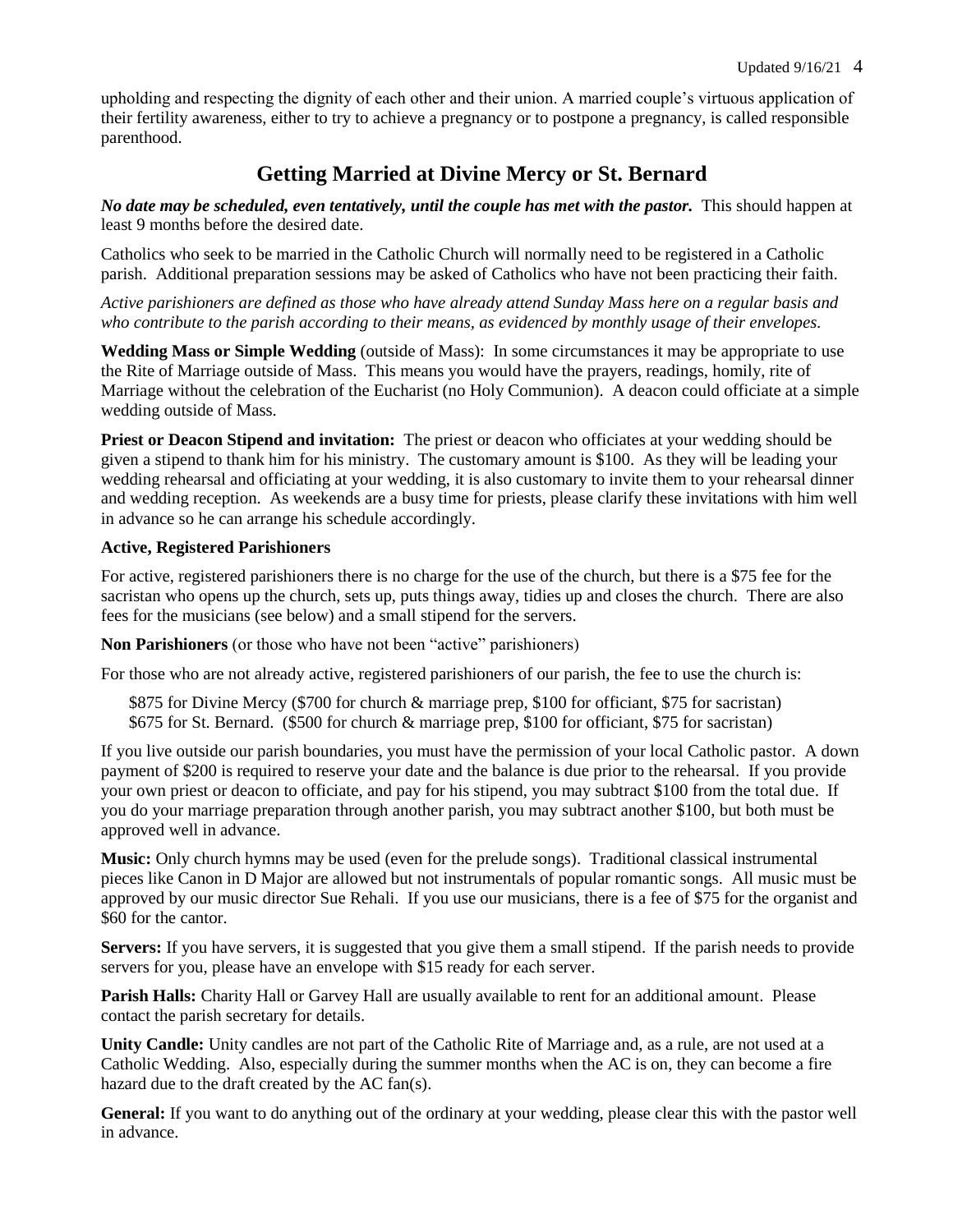upholding and respecting the dignity of each other and their union. A married couple's virtuous application of their fertility awareness, either to try to achieve a pregnancy or to postpone a pregnancy, is called responsible parenthood.

## Getting Married at Divine Mercy or St. Bernard

***No date may be scheduled, even tentatively, until the couple has met with the pastor.*** This should happen at least 9 months before the desired date.

Catholics who seek to be married in the Catholic Church will normally need to be registered in a Catholic parish. Additional preparation sessions may be asked of Catholics who have not been practicing their faith.

*Active parishioners are defined as those who have already attend Sunday Mass here on a regular basis and who contribute to the parish according to their means, as evidenced by monthly usage of their envelopes.*

**Wedding Mass or Simple Wedding** (outside of Mass): In some circumstances it may be appropriate to use the Rite of Marriage outside of Mass. This means you would have the prayers, readings, homily, rite of Marriage without the celebration of the Eucharist (no Holy Communion). A deacon could officiate at a simple wedding outside of Mass.

**Priest or Deacon Stipend and invitation:** The priest or deacon who officiates at your wedding should be given a stipend to thank him for his ministry. The customary amount is $100. As they will be leading your wedding rehearsal and officiating at your wedding, it is also customary to invite them to your rehearsal dinner and wedding reception. As weekends are a busy time for priests, please clarify these invitations with him well in advance so he can arrange his schedule accordingly.

**Active, Registered Parishioners**

For active, registered parishioners there is no charge for the use of the church, but there is a $75 fee for the sacristan who opens up the church, sets up, puts things away, tidies up and closes the church. There are also fees for the musicians (see below) and a small stipend for the servers.

**Non Parishioners** (or those who have not been "active" parishioners)

For those who are not already active, registered parishioners of our parish, the fee to use the church is:

$875 for Divine Mercy ($700 for church & marriage prep, $100 for officiant, $75 for sacristan)
$675 for St. Bernard. ($500 for church & marriage prep, $100 for officiant, $75 for sacristan)

If you live outside our parish boundaries, you must have the permission of your local Catholic pastor. A down payment of $200 is required to reserve your date and the balance is due prior to the rehearsal. If you provide your own priest or deacon to officiate, and pay for his stipend, you may subtract $100 from the total due. If you do your marriage preparation through another parish, you may subtract another $100, but both must be approved well in advance.

**Music:** Only church hymns may be used (even for the prelude songs). Traditional classical instrumental pieces like Canon in D Major are allowed but not instrumentals of popular romantic songs. All music must be approved by our music director Sue Rehali. If you use our musicians, there is a fee of $75 for the organist and $60 for the cantor.

**Servers:** If you have servers, it is suggested that you give them a small stipend. If the parish needs to provide servers for you, please have an envelope with $15 ready for each server.

**Parish Halls:** Charity Hall or Garvey Hall are usually available to rent for an additional amount. Please contact the parish secretary for details.

**Unity Candle:** Unity candles are not part of the Catholic Rite of Marriage and, as a rule, are not used at a Catholic Wedding. Also, especially during the summer months when the AC is on, they can become a fire hazard due to the draft created by the AC fan(s).

**General:** If you want to do anything out of the ordinary at your wedding, please clear this with the pastor well in advance.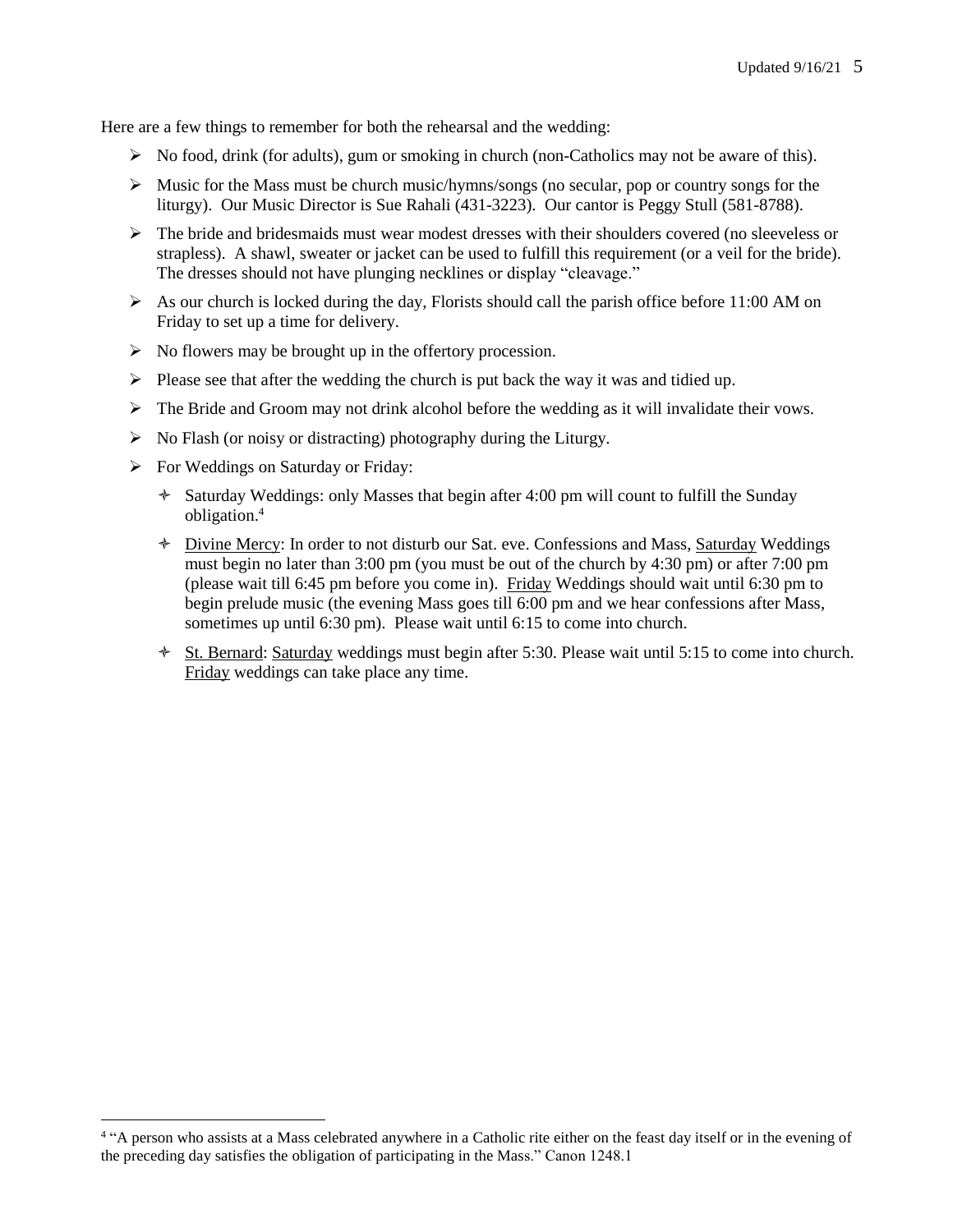Here are a few things to remember for both the rehearsal and the wedding:

- No food, drink (for adults), gum or smoking in church (non-Catholics may not be aware of this).
- Music for the Mass must be church music/hymns/songs (no secular, pop or country songs for the liturgy). Our Music Director is Sue Rahali (431-3223). Our cantor is Peggy Stull (581-8788).
- The bride and bridesmaids must wear modest dresses with their shoulders covered (no sleeveless or strapless). A shawl, sweater or jacket can be used to fulfill this requirement (or a veil for the bride). The dresses should not have plunging necklines or display "cleavage."
- As our church is locked during the day, Florists should call the parish office before 11:00 AM on Friday to set up a time for delivery.
- No flowers may be brought up in the offertory procession.
- Please see that after the wedding the church is put back the way it was and tidied up.
- The Bride and Groom may not drink alcohol before the wedding as it will invalidate their vows.
- No Flash (or noisy or distracting) photography during the Liturgy.
- For Weddings on Saturday or Friday:
  - Saturday Weddings: only Masses that begin after 4:00 pm will count to fulfill the Sunday obligation.[4]
  - Divine Mercy: In order to not disturb our Sat. eve. Confessions and Mass, Saturday Weddings must begin no later than 3:00 pm (you must be out of the church by 4:30 pm) or after 7:00 pm (please wait till 6:45 pm before you come in). Friday Weddings should wait until 6:30 pm to begin prelude music (the evening Mass goes till 6:00 pm and we hear confessions after Mass, sometimes up until 6:30 pm). Please wait until 6:15 to come into church.
  - St. Bernard: Saturday weddings must begin after 5:30. Please wait until 5:15 to come into church. Friday weddings can take place any time.

---

[4] "A person who assists at a Mass celebrated anywhere in a Catholic rite either on the feast day itself or in the evening of the preceding day satisfies the obligation of participating in the Mass." Canon 1248.1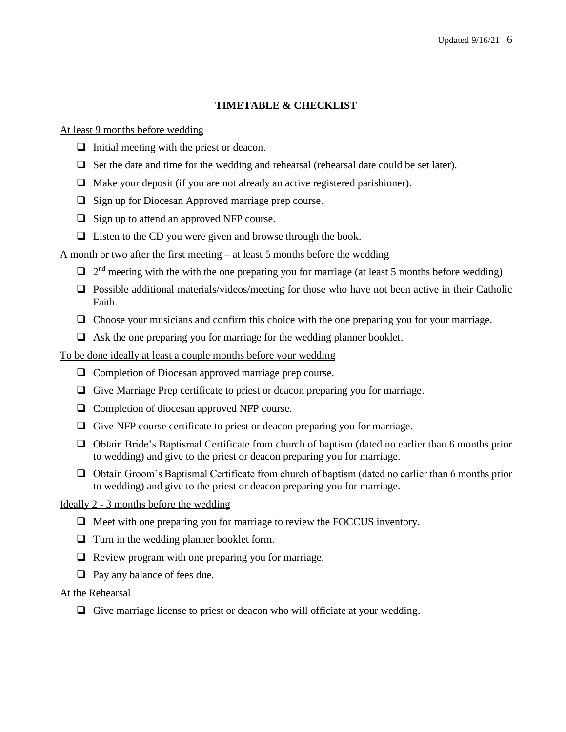## TIMETABLE & CHECKLIST

At least 9 months before wedding

- ❑ Initial meeting with the priest or deacon.
- ❑ Set the date and time for the wedding and rehearsal (rehearsal date could be set later).
- ❑ Make your deposit (if you are not already an active registered parishioner).
- ❑ Sign up for Diocesan Approved marriage prep course.
- ❑ Sign up to attend an approved NFP course.
- ❑ Listen to the CD you were given and browse through the book.

A month or two after the first meeting – at least 5 months before the wedding

- ❑ 2nd meeting with the with the one preparing you for marriage (at least 5 months before wedding)
- ❑ Possible additional materials/videos/meeting for those who have not been active in their Catholic Faith.
- ❑ Choose your musicians and confirm this choice with the one preparing you for your marriage.
- ❑ Ask the one preparing you for marriage for the wedding planner booklet.

To be done ideally at least a couple months before your wedding

- ❑ Completion of Diocesan approved marriage prep course.
- ❑ Give Marriage Prep certificate to priest or deacon preparing you for marriage.
- ❑ Completion of diocesan approved NFP course.
- ❑ Give NFP course certificate to priest or deacon preparing you for marriage.
- ❑ Obtain Bride's Baptismal Certificate from church of baptism (dated no earlier than 6 months prior to wedding) and give to the priest or deacon preparing you for marriage.
- ❑ Obtain Groom's Baptismal Certificate from church of baptism (dated no earlier than 6 months prior to wedding) and give to the priest or deacon preparing you for marriage.

Ideally 2 - 3 months before the wedding

- ❑ Meet with one preparing you for marriage to review the FOCCUS inventory.
- ❑ Turn in the wedding planner booklet form.
- ❑ Review program with one preparing you for marriage.
- ❑ Pay any balance of fees due.

At the Rehearsal

- ❑ Give marriage license to priest or deacon who will officiate at your wedding.